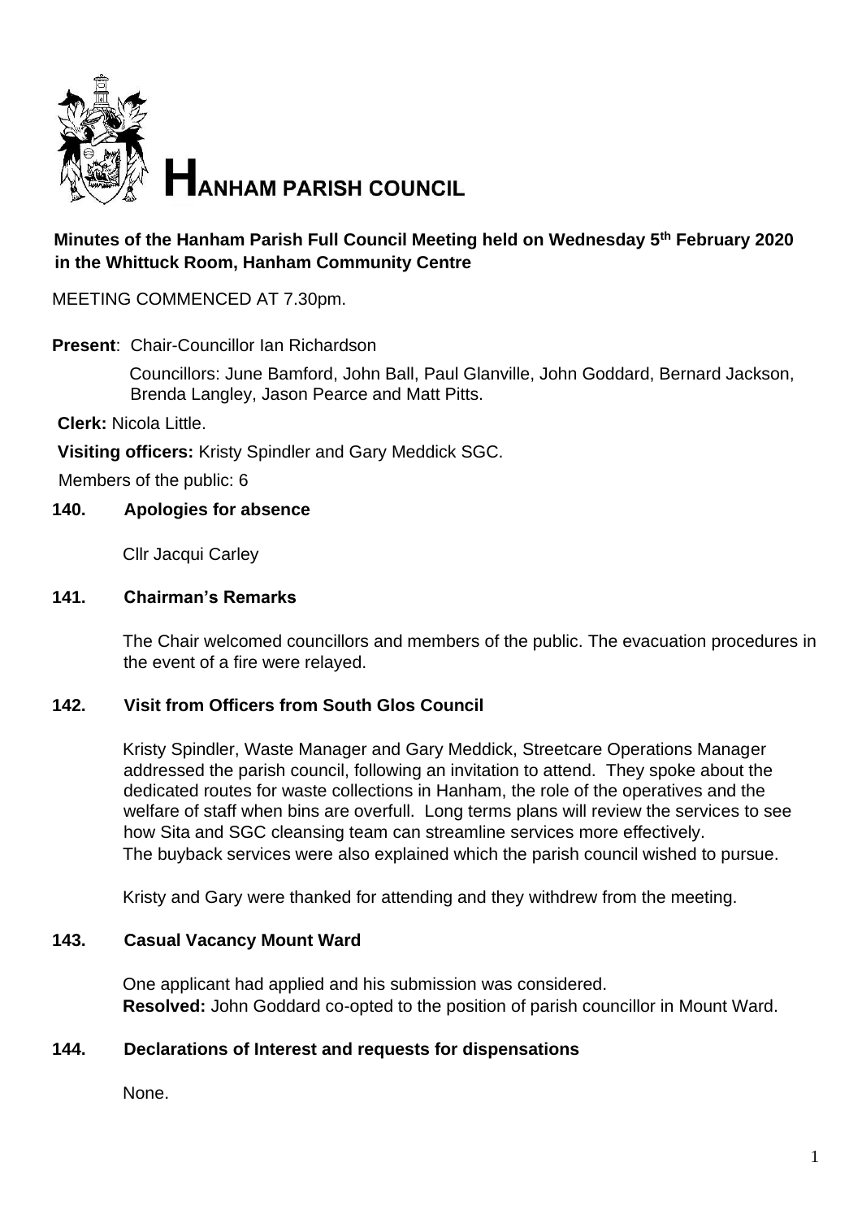# HANHAM PARISH COUNCIL

**Minutes of the Hanham Parish Full Council Meeting held on Wednesday 5th February 2020 in the Whittuck Room, Hanham Community Centre**

MEETING COMMENCED AT 7.30pm.

**Present**: Chair-Councillor Ian Richardson

Councillors: June Bamford, John Ball, Paul Glanville, John Goddard, Bernard Jackson, Brenda Langley, Jason Pearce and Matt Pitts.

**Clerk:** Nicola Little.

**Visiting officers:** Kristy Spindler and Gary Meddick SGC.

Members of the public: 6

## 140. Apologies for absence

Cllr Jacqui Carley

## 141. Chairman's Remarks

The Chair welcomed councillors and members of the public. The evacuation procedures in the event of a fire were relayed.

## 142. Visit from Officers from South Glos Council

Kristy Spindler, Waste Manager and Gary Meddick, Streetcare Operations Manager addressed the parish council, following an invitation to attend. They spoke about the dedicated routes for waste collections in Hanham, the role of the operatives and the welfare of staff when bins are overfull. Long terms plans will review the services to see how Sita and SGC cleansing team can streamline services more effectively. The buyback services were also explained which the parish council wished to pursue.

Kristy and Gary were thanked for attending and they withdrew from the meeting.

## 143. Casual Vacancy Mount Ward

One applicant had applied and his submission was considered.
**Resolved:** John Goddard co-opted to the position of parish councillor in Mount Ward.

## 144. Declarations of Interest and requests for dispensations

None.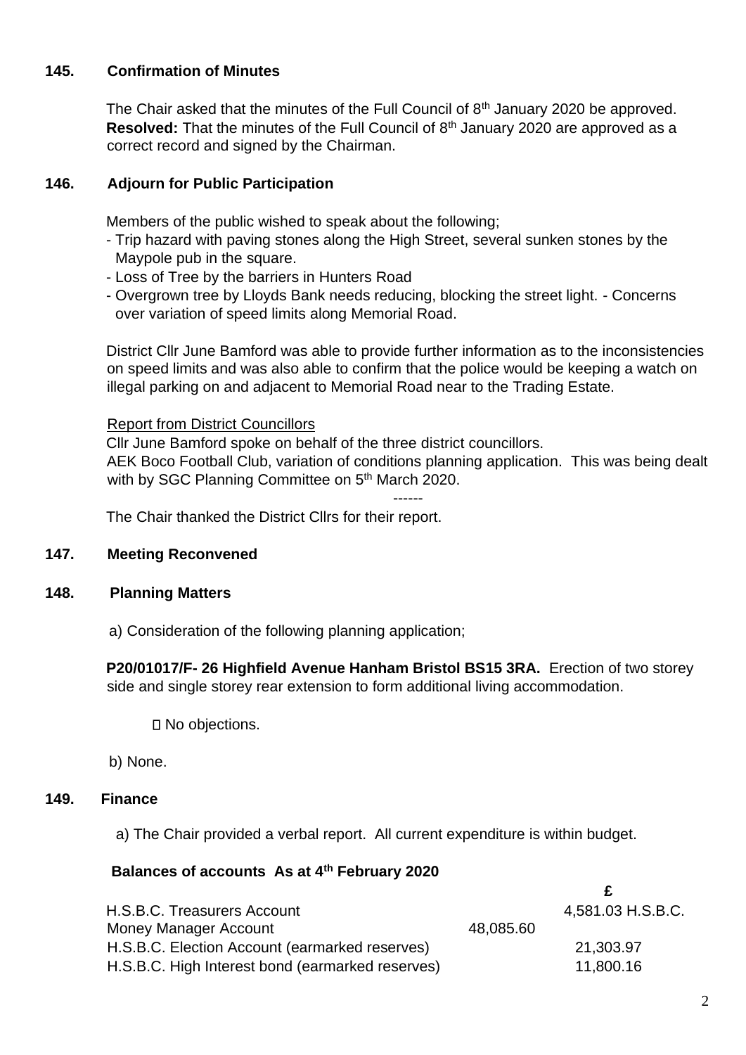**145. Confirmation of Minutes**

The Chair asked that the minutes of the Full Council of 8th January 2020 be approved.
**Resolved:** That the minutes of the Full Council of 8th January 2020 are approved as a correct record and signed by the Chairman.

**146. Adjourn for Public Participation**

Members of the public wished to speak about the following;

- Trip hazard with paving stones along the High Street, several sunken stones by the Maypole pub in the square.
- Loss of Tree by the barriers in Hunters Road
- Overgrown tree by Lloyds Bank needs reducing, blocking the street light. - Concerns over variation of speed limits along Memorial Road.

District Cllr June Bamford was able to provide further information as to the inconsistencies on speed limits and was also able to confirm that the police would be keeping a watch on illegal parking on and adjacent to Memorial Road near to the Trading Estate.

Report from District Councillors

Cllr June Bamford spoke on behalf of the three district councillors.
AEK Boco Football Club, variation of conditions planning application. This was being dealt with by SGC Planning Committee on 5th March 2020.

------

The Chair thanked the District Cllrs for their report.

**147. Meeting Reconvened**

**148. Planning Matters**

a) Consideration of the following planning application;

**P20/01017/F- 26 Highfield Avenue Hanham Bristol BS15 3RA.** Erection of two storey side and single storey rear extension to form additional living accommodation.

- No objections.

b) None.

**149. Finance**

a) The Chair provided a verbal report. All current expenditure is within budget.

**Balances of accounts As at 4th February 2020**

| | | **£** |
|---|---|---|
| H.S.B.C. Treasurers Account | | 4,581.03 H.S.B.C. |
| Money Manager Account | 48,085.60 | |
| H.S.B.C. Election Account (earmarked reserves) | | 21,303.97 |
| H.S.B.C. High Interest bond (earmarked reserves) | | 11,800.16 |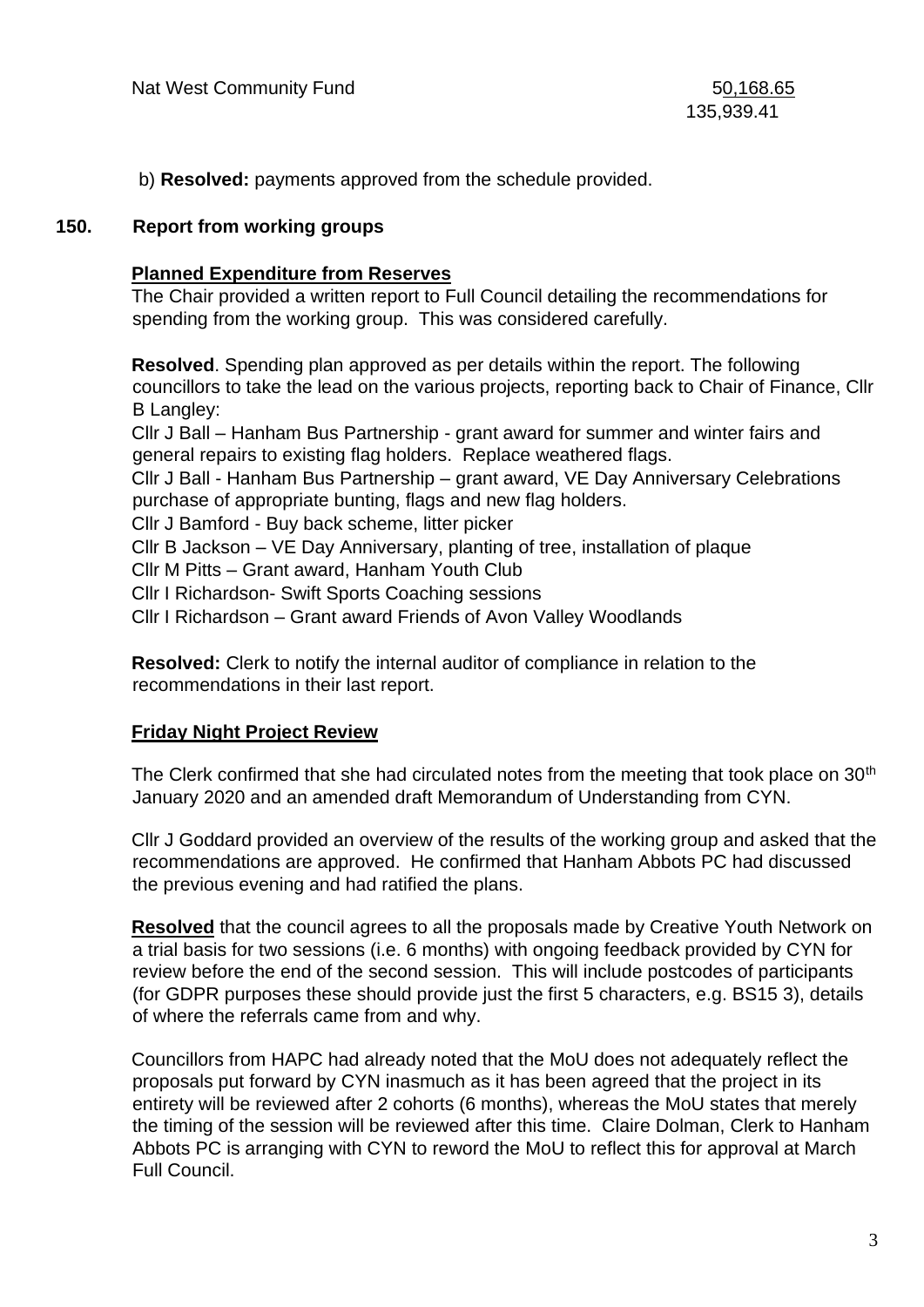| Nat West Community Fund | 50,168.65 |
|---|---|
| | 135,939.41 |

b) **Resolved:** payments approved from the schedule provided.

## 150. Report from working groups

**Planned Expenditure from Reserves**

The Chair provided a written report to Full Council detailing the recommendations for spending from the working group. This was considered carefully.

**Resolved**. Spending plan approved as per details within the report. The following councillors to take the lead on the various projects, reporting back to Chair of Finance, Cllr B Langley:

Cllr J Ball – Hanham Bus Partnership - grant award for summer and winter fairs and general repairs to existing flag holders. Replace weathered flags.
Cllr J Ball - Hanham Bus Partnership – grant award, VE Day Anniversary Celebrations purchase of appropriate bunting, flags and new flag holders.
Cllr J Bamford - Buy back scheme, litter picker
Cllr B Jackson – VE Day Anniversary, planting of tree, installation of plaque
Cllr M Pitts – Grant award, Hanham Youth Club
Cllr I Richardson- Swift Sports Coaching sessions
Cllr I Richardson – Grant award Friends of Avon Valley Woodlands

**Resolved:** Clerk to notify the internal auditor of compliance in relation to the recommendations in their last report.

**Friday Night Project Review**

The Clerk confirmed that she had circulated notes from the meeting that took place on 30th January 2020 and an amended draft Memorandum of Understanding from CYN.

Cllr J Goddard provided an overview of the results of the working group and asked that the recommendations are approved. He confirmed that Hanham Abbots PC had discussed the previous evening and had ratified the plans.

**Resolved** that the council agrees to all the proposals made by Creative Youth Network on a trial basis for two sessions (i.e. 6 months) with ongoing feedback provided by CYN for review before the end of the second session. This will include postcodes of participants (for GDPR purposes these should provide just the first 5 characters, e.g. BS15 3), details of where the referrals came from and why.

Councillors from HAPC had already noted that the MoU does not adequately reflect the proposals put forward by CYN inasmuch as it has been agreed that the project in its entirety will be reviewed after 2 cohorts (6 months), whereas the MoU states that merely the timing of the session will be reviewed after this time. Claire Dolman, Clerk to Hanham Abbots PC is arranging with CYN to reword the MoU to reflect this for approval at March Full Council.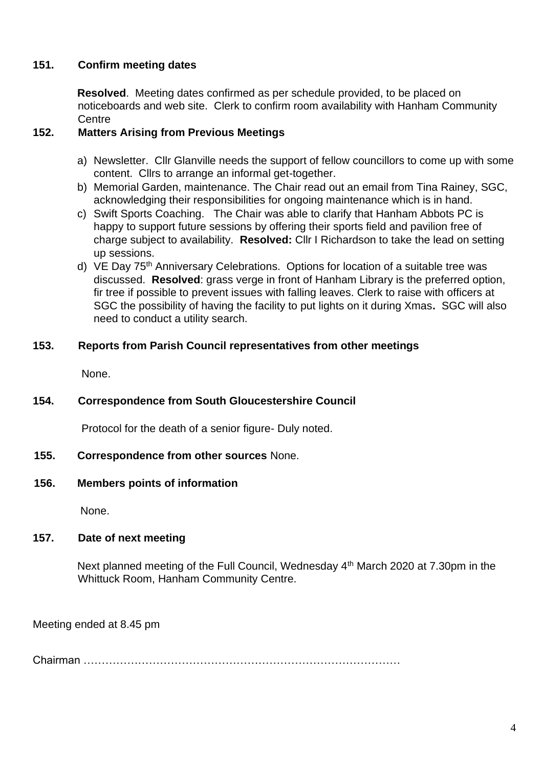**151. Confirm meeting dates**

**Resolved**. Meeting dates confirmed as per schedule provided, to be placed on noticeboards and web site. Clerk to confirm room availability with Hanham Community Centre

**152. Matters Arising from Previous Meetings**

a) Newsletter. Cllr Glanville needs the support of fellow councillors to come up with some content. Cllrs to arrange an informal get-together.
b) Memorial Garden, maintenance. The Chair read out an email from Tina Rainey, SGC, acknowledging their responsibilities for ongoing maintenance which is in hand.
c) Swift Sports Coaching. The Chair was able to clarify that Hanham Abbots PC is happy to support future sessions by offering their sports field and pavilion free of charge subject to availability. **Resolved:** Cllr I Richardson to take the lead on setting up sessions.
d) VE Day 75th Anniversary Celebrations. Options for location of a suitable tree was discussed. **Resolved**: grass verge in front of Hanham Library is the preferred option, fir tree if possible to prevent issues with falling leaves. Clerk to raise with officers at SGC the possibility of having the facility to put lights on it during Xmas**.** SGC will also need to conduct a utility search.

**153. Reports from Parish Council representatives from other meetings**

None.

**154. Correspondence from South Gloucestershire Council**

Protocol for the death of a senior figure- Duly noted.

**155. Correspondence from other sources** None.

**156. Members points of information**

None.

**157. Date of next meeting**

Next planned meeting of the Full Council, Wednesday 4th March 2020 at 7.30pm in the Whittuck Room, Hanham Community Centre.

Meeting ended at 8.45 pm

Chairman ………………………………………………………………………….